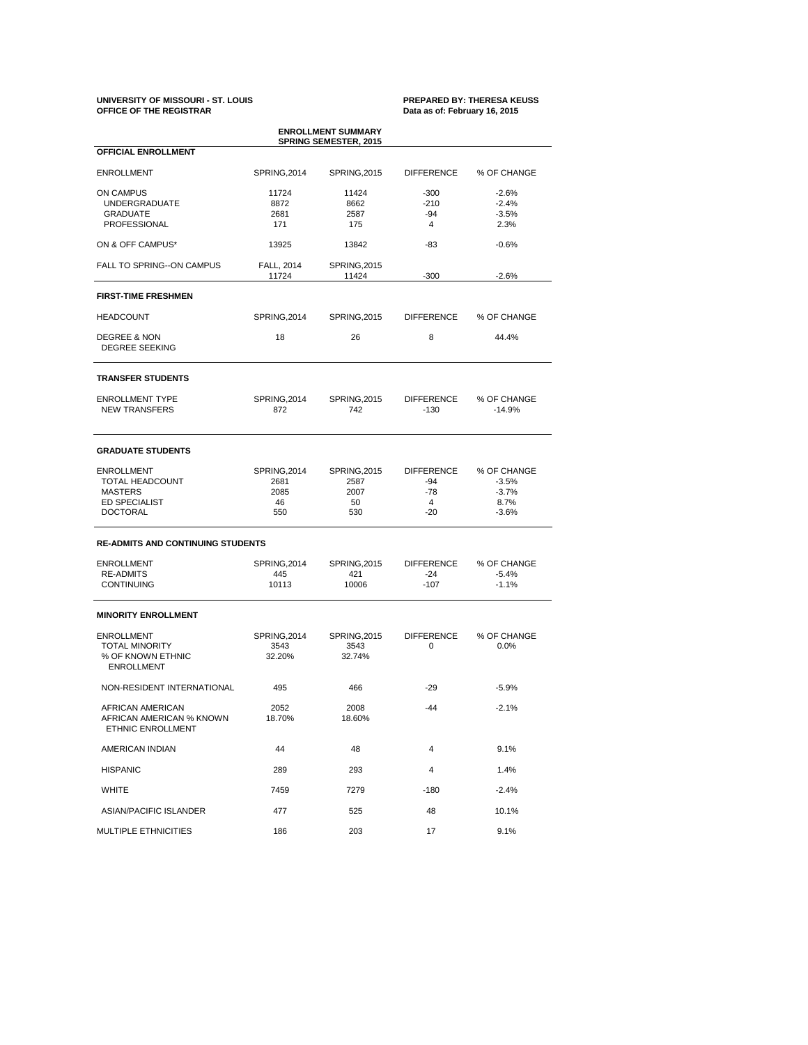**UNIVERSITY OF MISSOURI - ST. LOUIS**
**OFFICE OF THE REGISTRAR**

**PREPARED BY: THERESA KEUSS**
**Data as of: February 16, 2015**

## ENROLLMENT SUMMARY
## SPRING SEMESTER, 2015

### OFFICIAL ENROLLMENT

| ENROLLMENT | SPRING,2014 | SPRING,2015 | DIFFERENCE | % OF CHANGE |
|---|---|---|---|---|
| ON CAMPUS | 11724 | 11424 | -300 | -2.6% |
| UNDERGRADUATE | 8872 | 8662 | -210 | -2.4% |
| GRADUATE | 2681 | 2587 | -94 | -3.5% |
| PROFESSIONAL | 171 | 175 | 4 | 2.3% |
| ON & OFF CAMPUS* | 13925 | 13842 | -83 | -0.6% |
| FALL TO SPRING--ON CAMPUS | FALL, 2014 | SPRING,2015 | | |
| | 11724 | 11424 | -300 | -2.6% |

### FIRST-TIME FRESHMEN

| HEADCOUNT | SPRING,2014 | SPRING,2015 | DIFFERENCE | % OF CHANGE |
|---|---|---|---|---|
| DEGREE & NON DEGREE SEEKING | 18 | 26 | 8 | 44.4% |

### TRANSFER STUDENTS

| ENROLLMENT TYPE | SPRING,2014 | SPRING,2015 | DIFFERENCE | % OF CHANGE |
|---|---|---|---|---|
| NEW TRANSFERS | 872 | 742 | -130 | -14.9% |

### GRADUATE STUDENTS

| ENROLLMENT | SPRING,2014 | SPRING,2015 | DIFFERENCE | % OF CHANGE |
|---|---|---|---|---|
| TOTAL HEADCOUNT | 2681 | 2587 | -94 | -3.5% |
| MASTERS | 2085 | 2007 | -78 | -3.7% |
| ED SPECIALIST | 46 | 50 | 4 | 8.7% |
| DOCTORAL | 550 | 530 | -20 | -3.6% |

### RE-ADMITS AND CONTINUING STUDENTS

| ENROLLMENT | SPRING,2014 | SPRING,2015 | DIFFERENCE | % OF CHANGE |
|---|---|---|---|---|
| RE-ADMITS | 445 | 421 | -24 | -5.4% |
| CONTINUING | 10113 | 10006 | -107 | -1.1% |

### MINORITY ENROLLMENT

| ENROLLMENT | SPRING,2014 | SPRING,2015 | DIFFERENCE | % OF CHANGE |
|---|---|---|---|---|
| TOTAL MINORITY | 3543 | 3543 | 0 | 0.0% |
| % OF KNOWN ETHNIC ENROLLMENT | 32.20% | 32.74% | | |
| NON-RESIDENT INTERNATIONAL | 495 | 466 | -29 | -5.9% |
| AFRICAN AMERICAN | 2052 | 2008 | -44 | -2.1% |
| AFRICAN AMERICAN % KNOWN ETHNIC ENROLLMENT | 18.70% | 18.60% | | |
| AMERICAN INDIAN | 44 | 48 | 4 | 9.1% |
| HISPANIC | 289 | 293 | 4 | 1.4% |
| WHITE | 7459 | 7279 | -180 | -2.4% |
| ASIAN/PACIFIC ISLANDER | 477 | 525 | 48 | 10.1% |
| MULTIPLE ETHNICITIES | 186 | 203 | 17 | 9.1% |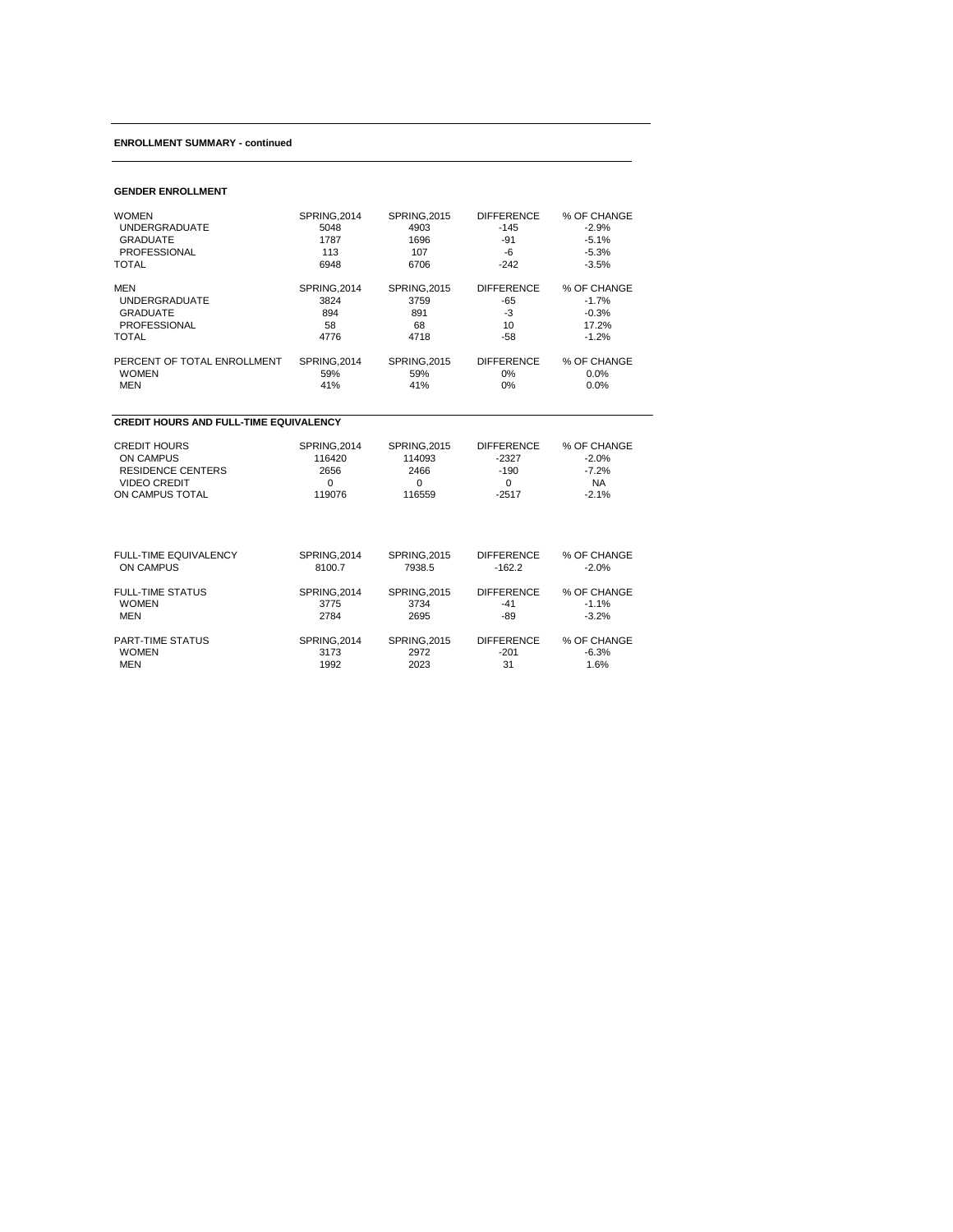**ENROLLMENT SUMMARY - continued**

**GENDER ENROLLMENT**

| WOMEN | SPRING,2014 | SPRING,2015 | DIFFERENCE | % OF CHANGE |
|---|---|---|---|---|
| UNDERGRADUATE | 5048 | 4903 | -145 | -2.9% |
| GRADUATE | 1787 | 1696 | -91 | -5.1% |
| PROFESSIONAL | 113 | 107 | -6 | -5.3% |
| TOTAL | 6948 | 6706 | -242 | -3.5% |

| MEN | SPRING,2014 | SPRING,2015 | DIFFERENCE | % OF CHANGE |
|---|---|---|---|---|
| UNDERGRADUATE | 3824 | 3759 | -65 | -1.7% |
| GRADUATE | 894 | 891 | -3 | -0.3% |
| PROFESSIONAL | 58 | 68 | 10 | 17.2% |
| TOTAL | 4776 | 4718 | -58 | -1.2% |

| PERCENT OF TOTAL ENROLLMENT | SPRING,2014 | SPRING,2015 | DIFFERENCE | % OF CHANGE |
|---|---|---|---|---|
| WOMEN | 59% | 59% | 0% | 0.0% |
| MEN | 41% | 41% | 0% | 0.0% |

**CREDIT HOURS AND FULL-TIME EQUIVALENCY**

| CREDIT HOURS | SPRING,2014 | SPRING,2015 | DIFFERENCE | % OF CHANGE |
|---|---|---|---|---|
| ON CAMPUS | 116420 | 114093 | -2327 | -2.0% |
| RESIDENCE CENTERS | 2656 | 2466 | -190 | -7.2% |
| VIDEO CREDIT | 0 | 0 | 0 | NA |
| ON CAMPUS TOTAL | 119076 | 116559 | -2517 | -2.1% |

| FULL-TIME EQUIVALENCY | SPRING,2014 | SPRING,2015 | DIFFERENCE | % OF CHANGE |
|---|---|---|---|---|
| ON CAMPUS | 8100.7 | 7938.5 | -162.2 | -2.0% |

| FULL-TIME STATUS | SPRING,2014 | SPRING,2015 | DIFFERENCE | % OF CHANGE |
|---|---|---|---|---|
| WOMEN | 3775 | 3734 | -41 | -1.1% |
| MEN | 2784 | 2695 | -89 | -3.2% |

| PART-TIME STATUS | SPRING,2014 | SPRING,2015 | DIFFERENCE | % OF CHANGE |
|---|---|---|---|---|
| WOMEN | 3173 | 2972 | -201 | -6.3% |
| MEN | 1992 | 2023 | 31 | 1.6% |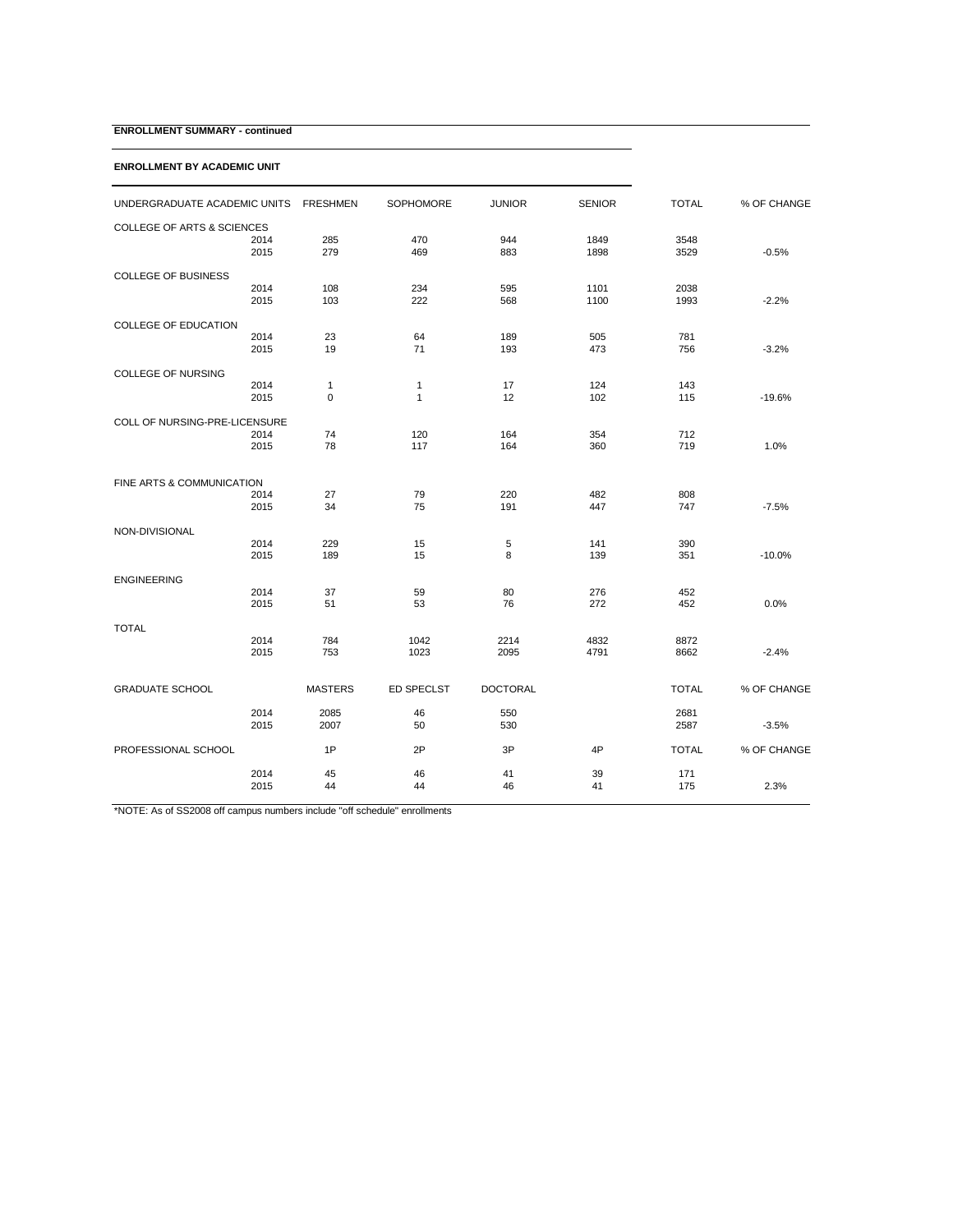**ENROLLMENT SUMMARY - continued**

**ENROLLMENT BY ACADEMIC UNIT**

| UNDERGRADUATE ACADEMIC UNITS | | FRESHMEN | SOPHOMORE | JUNIOR | SENIOR | TOTAL | % OF CHANGE |
|---|---|---|---|---|---|---|---|
| COLLEGE OF ARTS & SCIENCES | | | | | | | |
| | 2014 | 285 | 470 | 944 | 1849 | 3548 | |
| | 2015 | 279 | 469 | 883 | 1898 | 3529 | -0.5% |
| COLLEGE OF BUSINESS | | | | | | | |
| | 2014 | 108 | 234 | 595 | 1101 | 2038 | |
| | 2015 | 103 | 222 | 568 | 1100 | 1993 | -2.2% |
| COLLEGE OF EDUCATION | | | | | | | |
| | 2014 | 23 | 64 | 189 | 505 | 781 | |
| | 2015 | 19 | 71 | 193 | 473 | 756 | -3.2% |
| COLLEGE OF NURSING | | | | | | | |
| | 2014 | 1 | 1 | 17 | 124 | 143 | |
| | 2015 | 0 | 1 | 12 | 102 | 115 | -19.6% |
| COLL OF NURSING-PRE-LICENSURE | | | | | | | |
| | 2014 | 74 | 120 | 164 | 354 | 712 | |
| | 2015 | 78 | 117 | 164 | 360 | 719 | 1.0% |
| FINE ARTS & COMMUNICATION | | | | | | | |
| | 2014 | 27 | 79 | 220 | 482 | 808 | |
| | 2015 | 34 | 75 | 191 | 447 | 747 | -7.5% |
| NON-DIVISIONAL | | | | | | | |
| | 2014 | 229 | 15 | 5 | 141 | 390 | |
| | 2015 | 189 | 15 | 8 | 139 | 351 | -10.0% |
| ENGINEERING | | | | | | | |
| | 2014 | 37 | 59 | 80 | 276 | 452 | |
| | 2015 | 51 | 53 | 76 | 272 | 452 | 0.0% |
| TOTAL | | | | | | | |
| | 2014 | 784 | 1042 | 2214 | 4832 | 8872 | |
| | 2015 | 753 | 1023 | 2095 | 4791 | 8662 | -2.4% |

| GRADUATE SCHOOL | | MASTERS | ED SPECLST | DOCTORAL | | TOTAL | % OF CHANGE |
|---|---|---|---|---|---|---|---|
| | 2014 | 2085 | 46 | 550 | | 2681 | |
| | 2015 | 2007 | 50 | 530 | | 2587 | -3.5% |

| PROFESSIONAL SCHOOL | | 1P | 2P | 3P | 4P | TOTAL | % OF CHANGE |
|---|---|---|---|---|---|---|---|
| | 2014 | 45 | 46 | 41 | 39 | 171 | |
| | 2015 | 44 | 44 | 46 | 41 | 175 | 2.3% |

*NOTE: As of SS2008 off campus numbers include "off schedule" enrollments